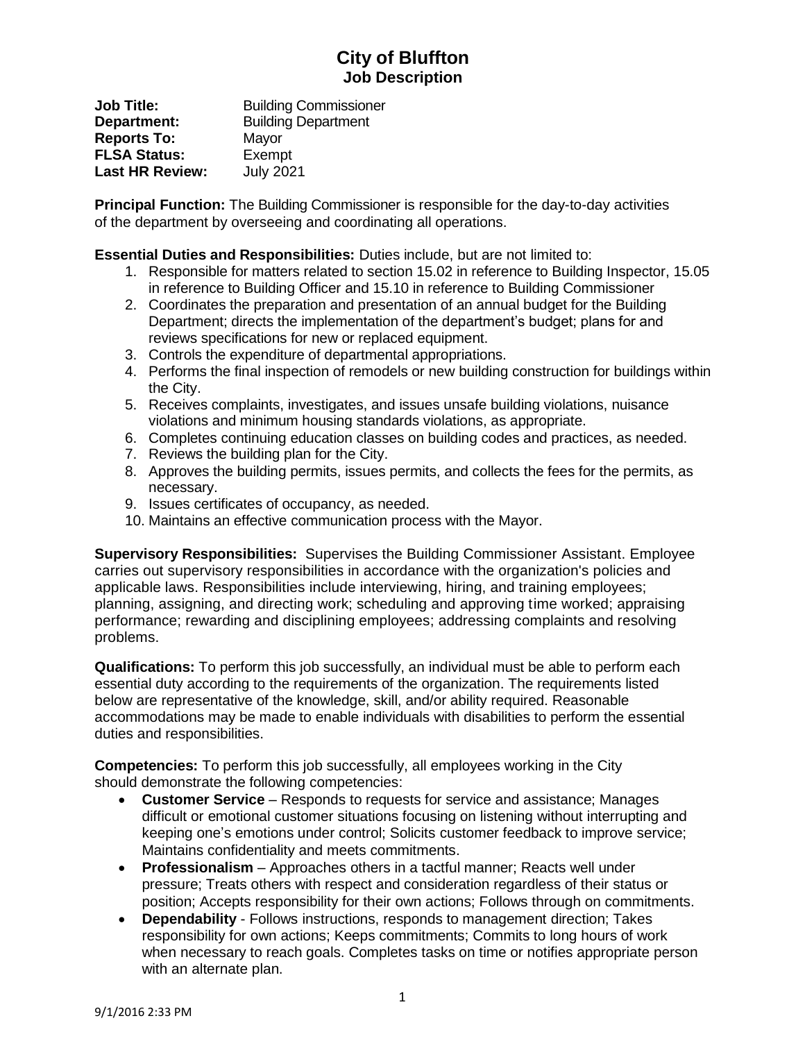# City of Bluffton
## Job Description

**Job Title:** Building Commissioner
**Department:** Building Department
**Reports To:** Mayor
**FLSA Status:** Exempt
**Last HR Review:** July 2021

**Principal Function:** The Building Commissioner is responsible for the day-to-day activities of the department by overseeing and coordinating all operations.

**Essential Duties and Responsibilities:** Duties include, but are not limited to:

1. Responsible for matters related to section 15.02 in reference to Building Inspector, 15.05 in reference to Building Officer and 15.10 in reference to Building Commissioner
2. Coordinates the preparation and presentation of an annual budget for the Building Department; directs the implementation of the department's budget; plans for and reviews specifications for new or replaced equipment.
3. Controls the expenditure of departmental appropriations.
4. Performs the final inspection of remodels or new building construction for buildings within the City.
5. Receives complaints, investigates, and issues unsafe building violations, nuisance violations and minimum housing standards violations, as appropriate.
6. Completes continuing education classes on building codes and practices, as needed.
7. Reviews the building plan for the City.
8. Approves the building permits, issues permits, and collects the fees for the permits, as necessary.
9. Issues certificates of occupancy, as needed.
10. Maintains an effective communication process with the Mayor.

**Supervisory Responsibilities:** Supervises the Building Commissioner Assistant. Employee carries out supervisory responsibilities in accordance with the organization's policies and applicable laws. Responsibilities include interviewing, hiring, and training employees; planning, assigning, and directing work; scheduling and approving time worked; appraising performance; rewarding and disciplining employees; addressing complaints and resolving problems.

**Qualifications:** To perform this job successfully, an individual must be able to perform each essential duty according to the requirements of the organization. The requirements listed below are representative of the knowledge, skill, and/or ability required. Reasonable accommodations may be made to enable individuals with disabilities to perform the essential duties and responsibilities.

**Competencies:** To perform this job successfully, all employees working in the City should demonstrate the following competencies:

- **Customer Service** – Responds to requests for service and assistance; Manages difficult or emotional customer situations focusing on listening without interrupting and keeping one's emotions under control; Solicits customer feedback to improve service; Maintains confidentiality and meets commitments.
- **Professionalism** – Approaches others in a tactful manner; Reacts well under pressure; Treats others with respect and consideration regardless of their status or position; Accepts responsibility for their own actions; Follows through on commitments.
- **Dependability** - Follows instructions, responds to management direction; Takes responsibility for own actions; Keeps commitments; Commits to long hours of work when necessary to reach goals. Completes tasks on time or notifies appropriate person with an alternate plan.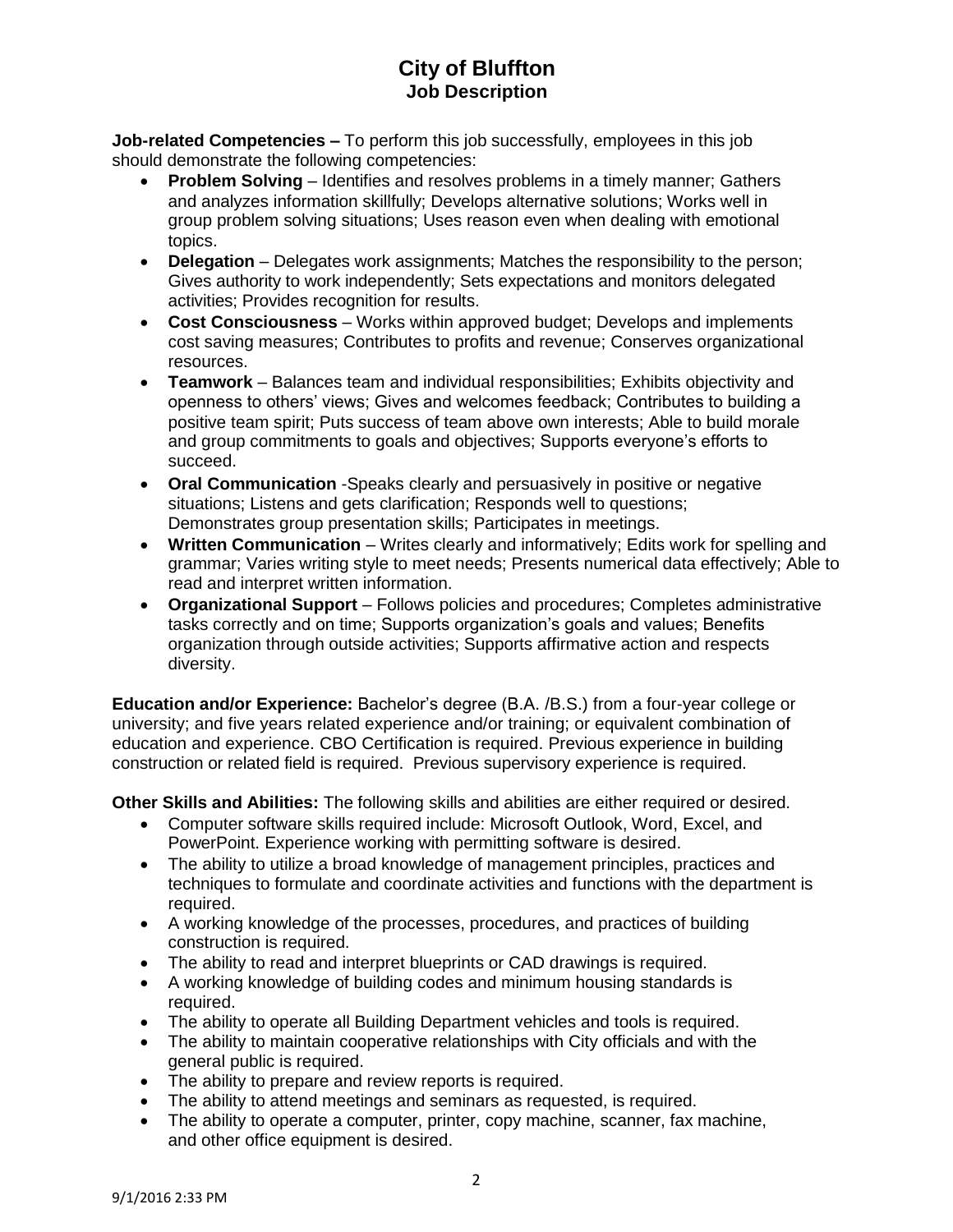# City of Bluffton
## Job Description

**Job-related Competencies –** To perform this job successfully, employees in this job should demonstrate the following competencies:

- **Problem Solving** – Identifies and resolves problems in a timely manner; Gathers and analyzes information skillfully; Develops alternative solutions; Works well in group problem solving situations; Uses reason even when dealing with emotional topics.
- **Delegation** – Delegates work assignments; Matches the responsibility to the person; Gives authority to work independently; Sets expectations and monitors delegated activities; Provides recognition for results.
- **Cost Consciousness** – Works within approved budget; Develops and implements cost saving measures; Contributes to profits and revenue; Conserves organizational resources.
- **Teamwork** – Balances team and individual responsibilities; Exhibits objectivity and openness to others' views; Gives and welcomes feedback; Contributes to building a positive team spirit; Puts success of team above own interests; Able to build morale and group commitments to goals and objectives; Supports everyone's efforts to succeed.
- **Oral Communication** -Speaks clearly and persuasively in positive or negative situations; Listens and gets clarification; Responds well to questions; Demonstrates group presentation skills; Participates in meetings.
- **Written Communication** – Writes clearly and informatively; Edits work for spelling and grammar; Varies writing style to meet needs; Presents numerical data effectively; Able to read and interpret written information.
- **Organizational Support** – Follows policies and procedures; Completes administrative tasks correctly and on time; Supports organization's goals and values; Benefits organization through outside activities; Supports affirmative action and respects diversity.

**Education and/or Experience:** Bachelor's degree (B.A. /B.S.) from a four-year college or university; and five years related experience and/or training; or equivalent combination of education and experience. CBO Certification is required. Previous experience in building construction or related field is required. Previous supervisory experience is required.

**Other Skills and Abilities:** The following skills and abilities are either required or desired.

- Computer software skills required include: Microsoft Outlook, Word, Excel, and PowerPoint. Experience working with permitting software is desired.
- The ability to utilize a broad knowledge of management principles, practices and techniques to formulate and coordinate activities and functions with the department is required.
- A working knowledge of the processes, procedures, and practices of building construction is required.
- The ability to read and interpret blueprints or CAD drawings is required.
- A working knowledge of building codes and minimum housing standards is required.
- The ability to operate all Building Department vehicles and tools is required.
- The ability to maintain cooperative relationships with City officials and with the general public is required.
- The ability to prepare and review reports is required.
- The ability to attend meetings and seminars as requested, is required.
- The ability to operate a computer, printer, copy machine, scanner, fax machine, and other office equipment is desired.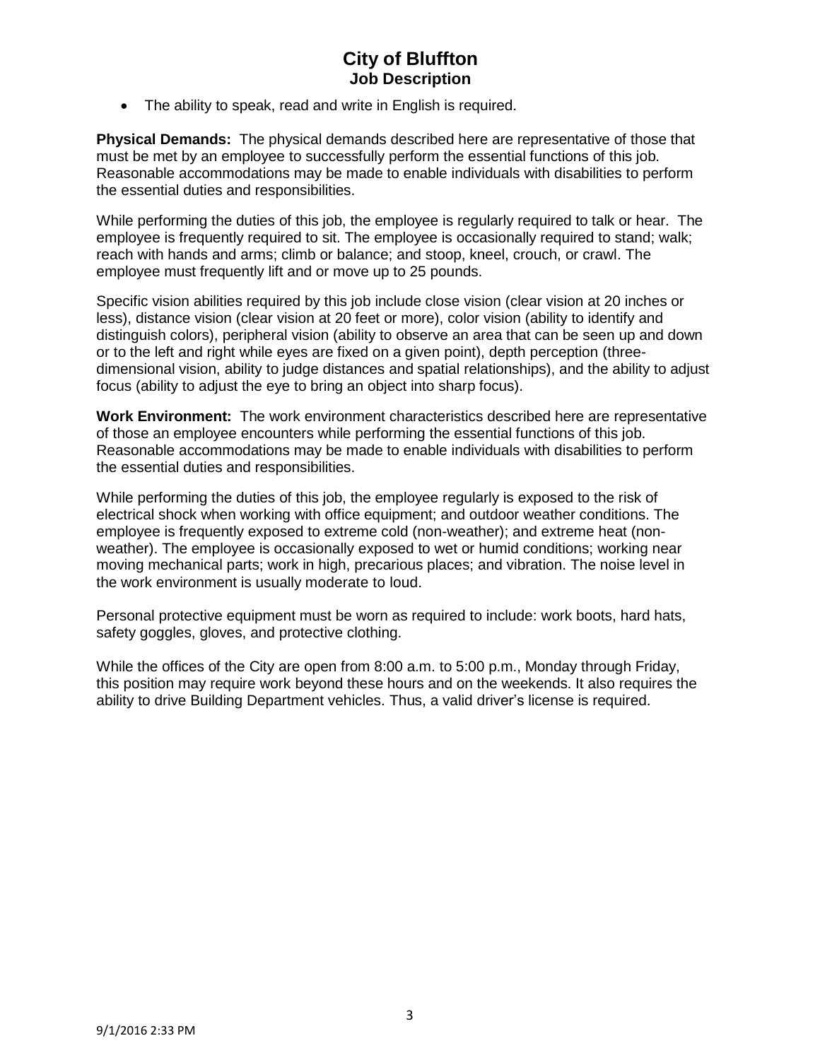- The ability to speak, read and write in English is required.

**Physical Demands:** The physical demands described here are representative of those that must be met by an employee to successfully perform the essential functions of this job. Reasonable accommodations may be made to enable individuals with disabilities to perform the essential duties and responsibilities.

While performing the duties of this job, the employee is regularly required to talk or hear. The employee is frequently required to sit. The employee is occasionally required to stand; walk; reach with hands and arms; climb or balance; and stoop, kneel, crouch, or crawl. The employee must frequently lift and or move up to 25 pounds.

Specific vision abilities required by this job include close vision (clear vision at 20 inches or less), distance vision (clear vision at 20 feet or more), color vision (ability to identify and distinguish colors), peripheral vision (ability to observe an area that can be seen up and down or to the left and right while eyes are fixed on a given point), depth perception (three-dimensional vision, ability to judge distances and spatial relationships), and the ability to adjust focus (ability to adjust the eye to bring an object into sharp focus).

**Work Environment:** The work environment characteristics described here are representative of those an employee encounters while performing the essential functions of this job. Reasonable accommodations may be made to enable individuals with disabilities to perform the essential duties and responsibilities.

While performing the duties of this job, the employee regularly is exposed to the risk of electrical shock when working with office equipment; and outdoor weather conditions. The employee is frequently exposed to extreme cold (non-weather); and extreme heat (non-weather). The employee is occasionally exposed to wet or humid conditions; working near moving mechanical parts; work in high, precarious places; and vibration. The noise level in the work environment is usually moderate to loud.

Personal protective equipment must be worn as required to include: work boots, hard hats, safety goggles, gloves, and protective clothing.

While the offices of the City are open from 8:00 a.m. to 5:00 p.m., Monday through Friday, this position may require work beyond these hours and on the weekends. It also requires the ability to drive Building Department vehicles. Thus, a valid driver's license is required.